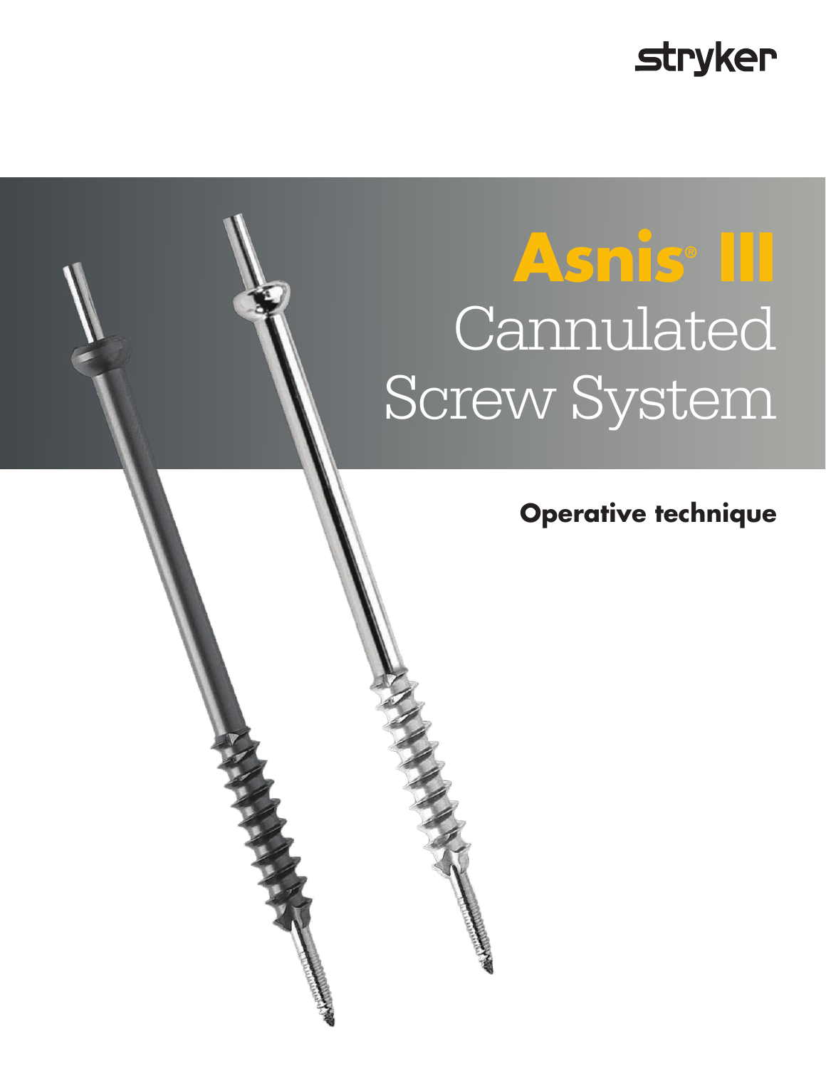stryker

# Asnis® III Cannulated Screw System

**Operative technique**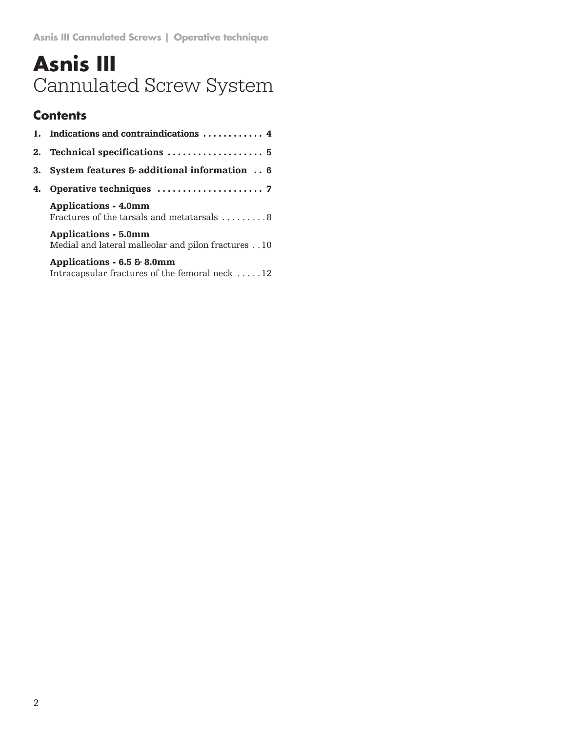# Asnis III
Cannulated Screw System

## Contents

1. **Indications and contraindications** ............ **4**
2. **Technical specifications** ................... **5**
3. **System features & additional information** .. **6**
4. **Operative techniques** ..................... **7**

   **Applications - 4.0mm**
   Fractures of the tarsals and metatarsals .........8

   **Applications - 5.0mm**
   Medial and lateral malleolar and pilon fractures ..10

   **Applications - 6.5 & 8.0mm**
   Intracapsular fractures of the femoral neck .....12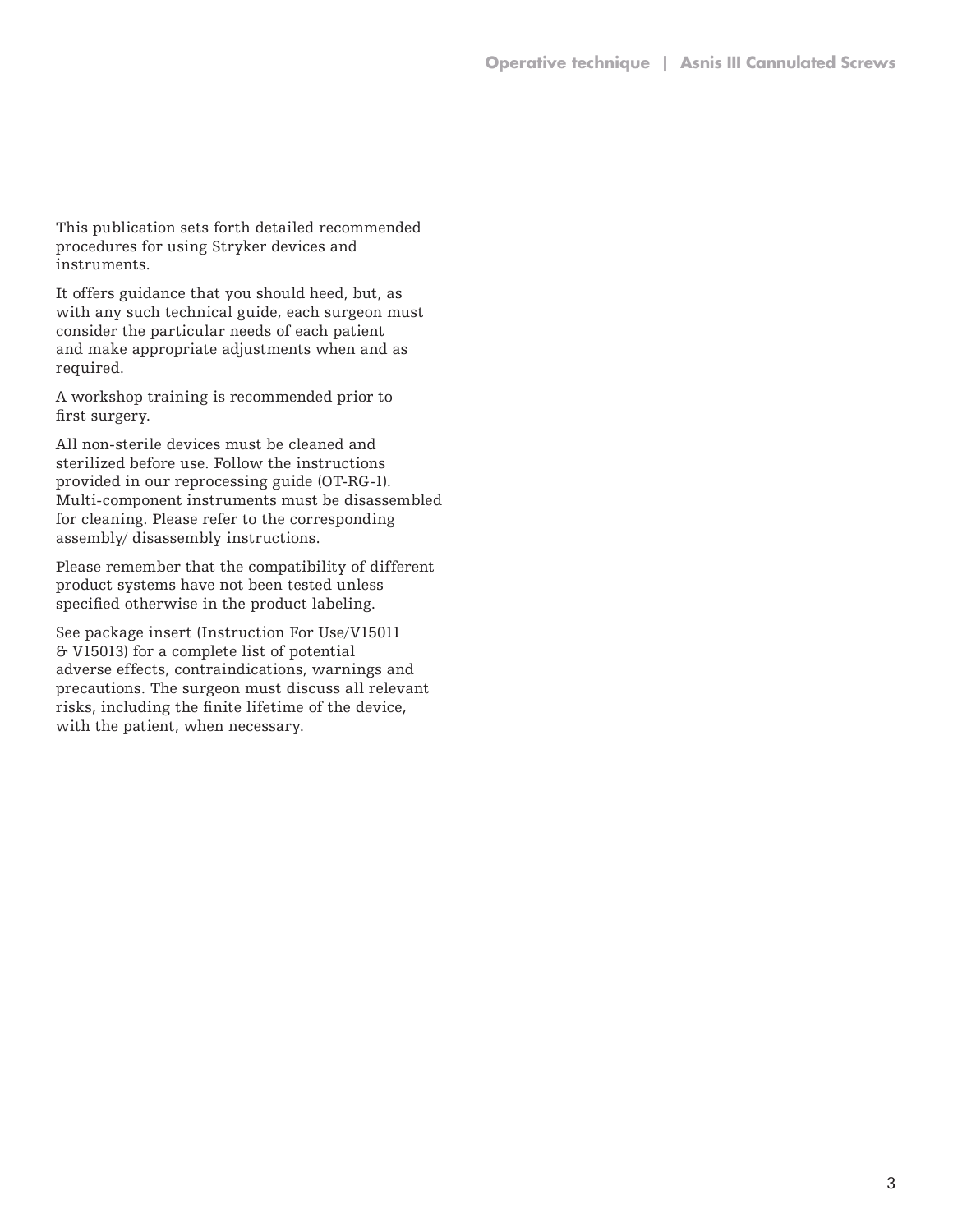This publication sets forth detailed recommended procedures for using Stryker devices and instruments.

It offers guidance that you should heed, but, as with any such technical guide, each surgeon must consider the particular needs of each patient and make appropriate adjustments when and as required.

A workshop training is recommended prior to first surgery.

All non-sterile devices must be cleaned and sterilized before use. Follow the instructions provided in our reprocessing guide (OT-RG-1). Multi-component instruments must be disassembled for cleaning. Please refer to the corresponding assembly/ disassembly instructions.

Please remember that the compatibility of different product systems have not been tested unless specified otherwise in the product labeling.

See package insert (Instruction For Use/V15011 & V15013) for a complete list of potential adverse effects, contraindications, warnings and precautions. The surgeon must discuss all relevant risks, including the finite lifetime of the device, with the patient, when necessary.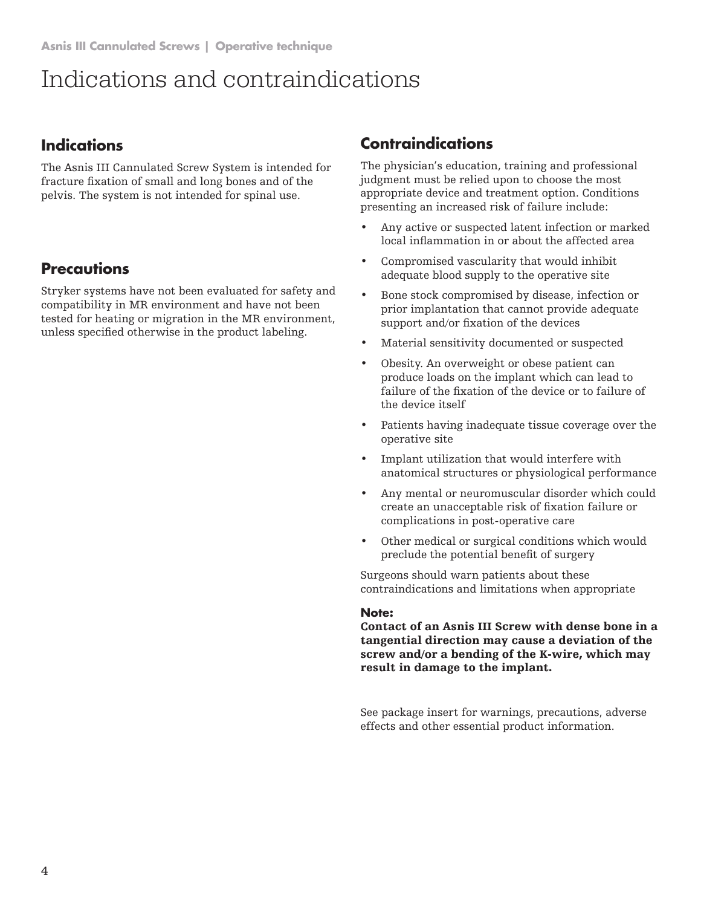# Indications and contraindications

## Indications

The Asnis III Cannulated Screw System is intended for fracture fixation of small and long bones and of the pelvis. The system is not intended for spinal use.

## Precautions

Stryker systems have not been evaluated for safety and compatibility in MR environment and have not been tested for heating or migration in the MR environment, unless specified otherwise in the product labeling.

## Contraindications

The physician's education, training and professional judgment must be relied upon to choose the most appropriate device and treatment option. Conditions presenting an increased risk of failure include:

- Any active or suspected latent infection or marked local inflammation in or about the affected area
- Compromised vascularity that would inhibit adequate blood supply to the operative site
- Bone stock compromised by disease, infection or prior implantation that cannot provide adequate support and/or fixation of the devices
- Material sensitivity documented or suspected
- Obesity. An overweight or obese patient can produce loads on the implant which can lead to failure of the fixation of the device or to failure of the device itself
- Patients having inadequate tissue coverage over the operative site
- Implant utilization that would interfere with anatomical structures or physiological performance
- Any mental or neuromuscular disorder which could create an unacceptable risk of fixation failure or complications in post-operative care
- Other medical or surgical conditions which would preclude the potential benefit of surgery

Surgeons should warn patients about these contraindications and limitations when appropriate

**Note:**
**Contact of an Asnis III Screw with dense bone in a tangential direction may cause a deviation of the screw and/or a bending of the K-wire, which may result in damage to the implant.**

See package insert for warnings, precautions, adverse effects and other essential product information.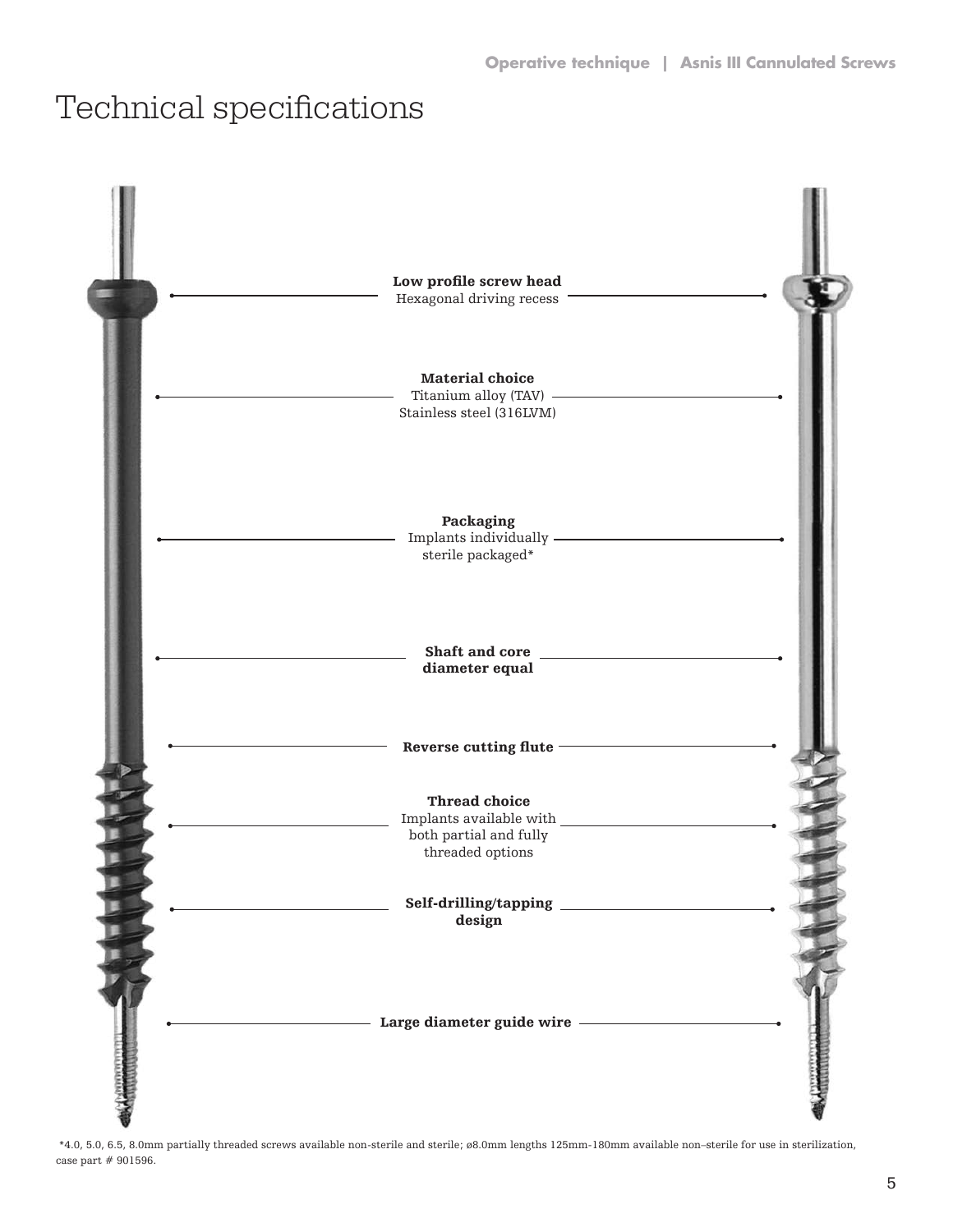# Technical specifications

**Low profile screw head**
Hexagonal driving recess

**Material choice**
Titanium alloy (TAV)
Stainless steel (316LVM)

**Packaging**
Implants individually sterile packaged*

**Shaft and core diameter equal**

**Reverse cutting flute**

**Thread choice**
Implants available with both partial and fully threaded options

**Self-drilling/tapping design**

**Large diameter guide wire**

*4.0, 5.0, 6.5, 8.0mm partially threaded screws available non-sterile and sterile; ø8.0mm lengths 125mm-180mm available non–sterile for use in sterilization, case part # 901596.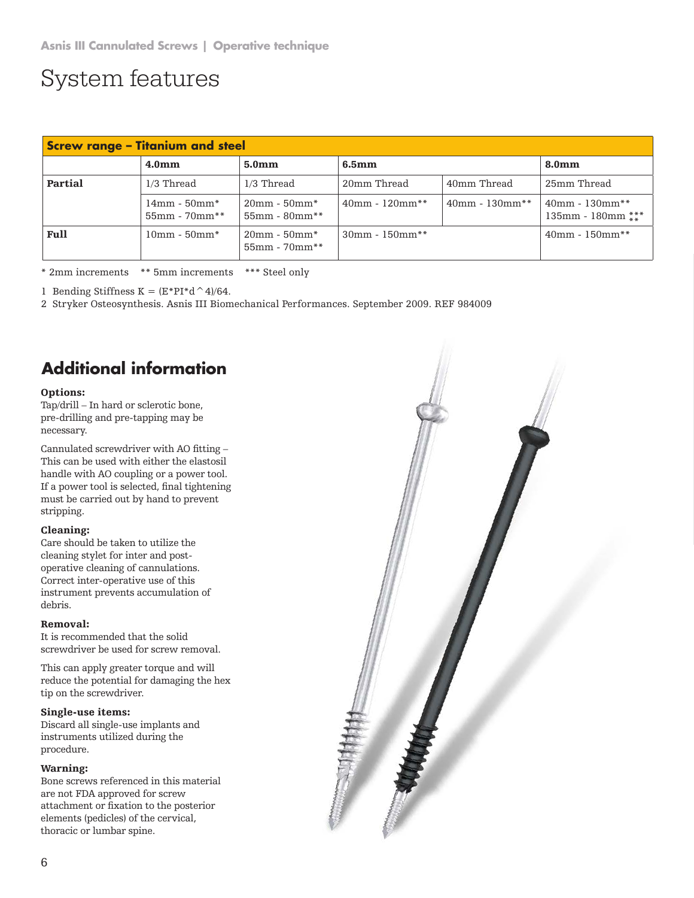# System features

| Screw range – Titanium and steel | | | | | |
|---|---|---|---|---|---|
| | **4.0mm** | **5.0mm** | **6.5mm** | | **8.0mm** |
| **Partial** | 1/3 Thread | 1/3 Thread | 20mm Thread | 40mm Thread | 25mm Thread |
| | 14mm - 50mm* 55mm - 70mm** | 20mm - 50mm* 55mm - 80mm** | 40mm - 120mm** | 40mm - 130mm** | 40mm - 130mm** 135mm - 180mm *** ** |
| **Full** | 10mm - 50mm* | 20mm - 50mm* 55mm - 70mm** | 30mm - 150mm** | | 40mm - 150mm** |

\* 2mm increments   ** 5mm increments   *** Steel only

1 Bending Stiffness $K = (E*PI*d^4)/64$.

2 Stryker Osteosynthesis. Asnis III Biomechanical Performances. September 2009. REF 984009

## Additional information

**Options:**

Tap/drill – In hard or sclerotic bone, pre-drilling and pre-tapping may be necessary.

Cannulated screwdriver with AO fitting – This can be used with either the elastosil handle with AO coupling or a power tool. If a power tool is selected, final tightening must be carried out by hand to prevent stripping.

**Cleaning:**

Care should be taken to utilize the cleaning stylet for inter and post-operative cleaning of cannulations. Correct inter-operative use of this instrument prevents accumulation of debris.

**Removal:**

It is recommended that the solid screwdriver be used for screw removal.

This can apply greater torque and will reduce the potential for damaging the hex tip on the screwdriver.

**Single-use items:**

Discard all single-use implants and instruments utilized during the procedure.

**Warning:**

Bone screws referenced in this material are not FDA approved for screw attachment or fixation to the posterior elements (pedicles) of the cervical, thoracic or lumbar spine.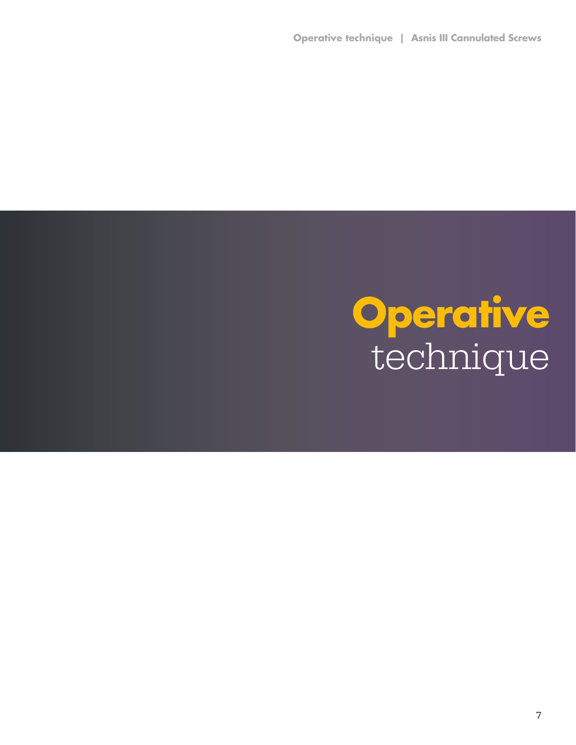# Operative technique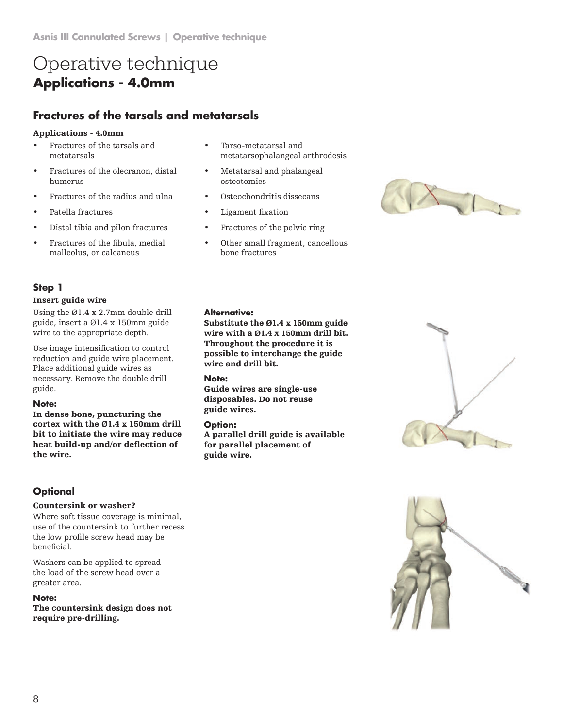# Operative technique
## Applications - 4.0mm

### Fractures of the tarsals and metatarsals

**Applications - 4.0mm**

- Fractures of the tarsals and metatarsals
- Fractures of the olecranon, distal humerus
- Fractures of the radius and ulna
- Patella fractures
- Distal tibia and pilon fractures
- Fractures of the fibula, medial malleolus, or calcaneus
- Tarso-metatarsal and metatarsophalangeal arthrodesis
- Metatarsal and phalangeal osteotomies
- Osteochondritis dissecans
- Ligament fixation
- Fractures of the pelvic ring
- Other small fragment, cancellous bone fractures

### Step 1

**Insert guide wire**

Using the Ø1.4 x 2.7mm double drill guide, insert a Ø1.4 x 150mm guide wire to the appropriate depth.

Use image intensification to control reduction and guide wire placement. Place additional guide wires as necessary. Remove the double drill guide.

**Note:**
**In dense bone, puncturing the cortex with the Ø1.4 x 150mm drill bit to initiate the wire may reduce heat build-up and/or deflection of the wire.**

**Alternative:**
**Substitute the Ø1.4 x 150mm guide wire with a Ø1.4 x 150mm drill bit. Throughout the procedure it is possible to interchange the guide wire and drill bit.**

**Note:**
**Guide wires are single-use disposables. Do not reuse guide wires.**

**Option:**
**A parallel drill guide is available for parallel placement of guide wire.**

### Optional

**Countersink or washer?**

Where soft tissue coverage is minimal, use of the countersink to further recess the low profile screw head may be beneficial.

Washers can be applied to spread the load of the screw head over a greater area.

**Note:**
**The countersink design does not require pre-drilling.**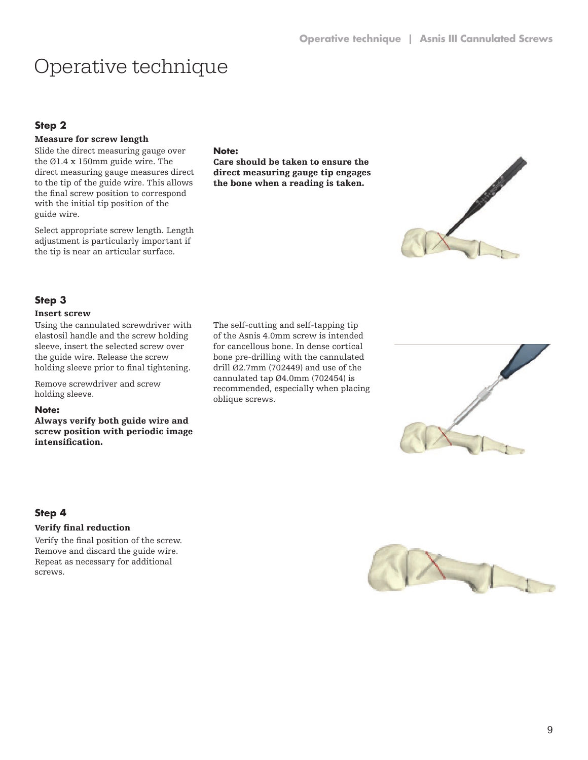# Operative technique

## Step 2

### Measure for screw length

Slide the direct measuring gauge over the Ø1.4 x 150mm guide wire. The direct measuring gauge measures direct to the tip of the guide wire. This allows the final screw position to correspond with the initial tip position of the guide wire.

Select appropriate screw length. Length adjustment is particularly important if the tip is near an articular surface.

**Note:**
**Care should be taken to ensure the direct measuring gauge tip engages the bone when a reading is taken.**

## Step 3

### Insert screw

Using the cannulated screwdriver with elastosil handle and the screw holding sleeve, insert the selected screw over the guide wire. Release the screw holding sleeve prior to final tightening.

Remove screwdriver and screw holding sleeve.

**Note:**
**Always verify both guide wire and screw position with periodic image intensification.**

The self-cutting and self-tapping tip of the Asnis 4.0mm screw is intended for cancellous bone. In dense cortical bone pre-drilling with the cannulated drill Ø2.7mm (702449) and use of the cannulated tap Ø4.0mm (702454) is recommended, especially when placing oblique screws.

## Step 4

### Verify final reduction

Verify the final position of the screw. Remove and discard the guide wire. Repeat as necessary for additional screws.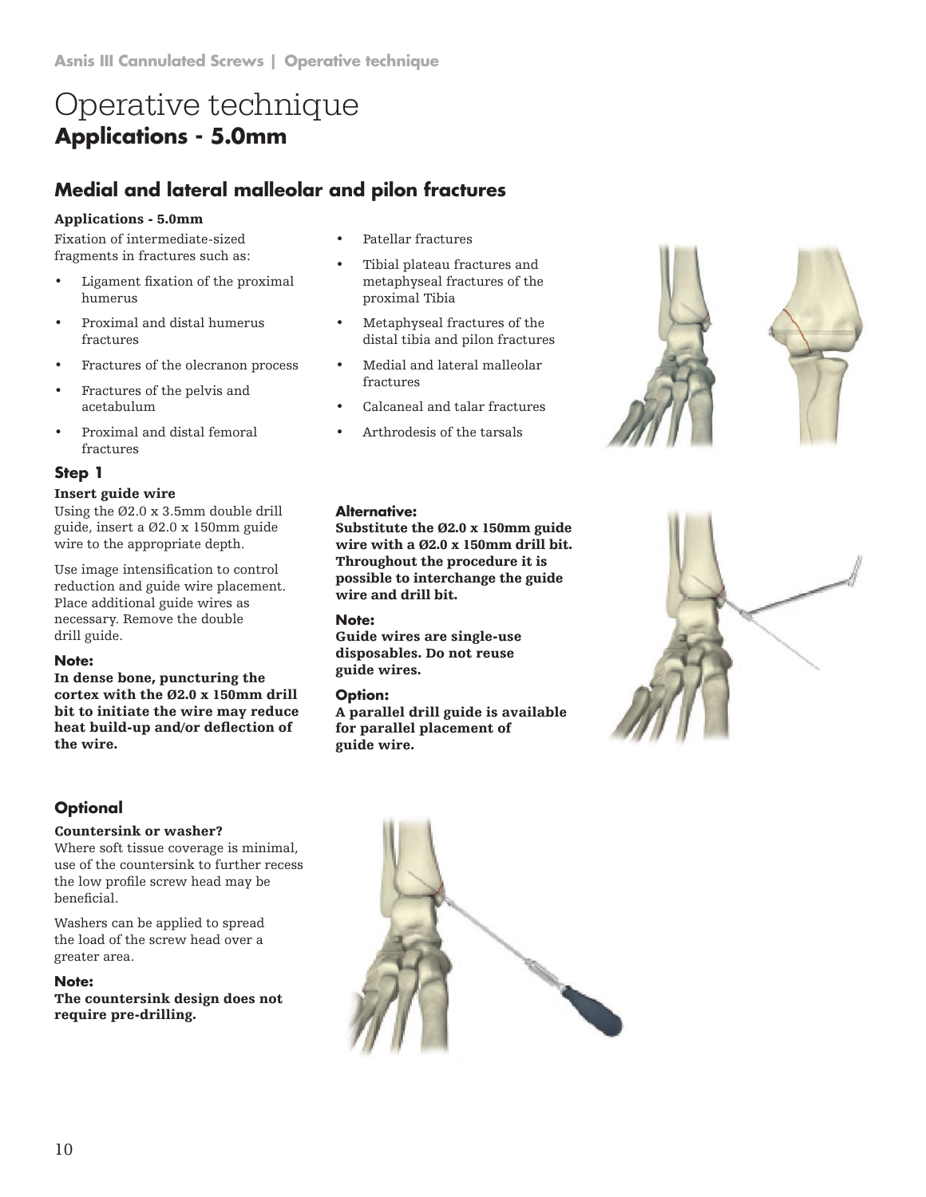# Operative technique

## Applications - 5.0mm

### Medial and lateral malleolar and pilon fractures

**Applications - 5.0mm**

Fixation of intermediate-sized fragments in fractures such as:

- Ligament fixation of the proximal humerus
- Proximal and distal humerus fractures
- Fractures of the olecranon process
- Fractures of the pelvis and acetabulum
- Proximal and distal femoral fractures
- Patellar fractures
- Tibial plateau fractures and metaphyseal fractures of the proximal Tibia
- Metaphyseal fractures of the distal tibia and pilon fractures
- Medial and lateral malleolar fractures
- Calcaneal and talar fractures
- Arthrodesis of the tarsals

### Step 1

**Insert guide wire**

Using the Ø2.0 x 3.5mm double drill guide, insert a Ø2.0 x 150mm guide wire to the appropriate depth.

Use image intensification to control reduction and guide wire placement. Place additional guide wires as necessary. Remove the double drill guide.

**Note:**

**In dense bone, puncturing the cortex with the Ø2.0 x 150mm drill bit to initiate the wire may reduce heat build-up and/or deflection of the wire.**

**Alternative:**

**Substitute the Ø2.0 x 150mm guide wire with a Ø2.0 x 150mm drill bit. Throughout the procedure it is possible to interchange the guide wire and drill bit.**

**Note:**

**Guide wires are single-use disposables. Do not reuse guide wires.**

**Option:**

**A parallel drill guide is available for parallel placement of guide wire.**

### Optional

**Countersink or washer?**

Where soft tissue coverage is minimal, use of the countersink to further recess the low profile screw head may be beneficial.

Washers can be applied to spread the load of the screw head over a greater area.

**Note:**

**The countersink design does not require pre-drilling.**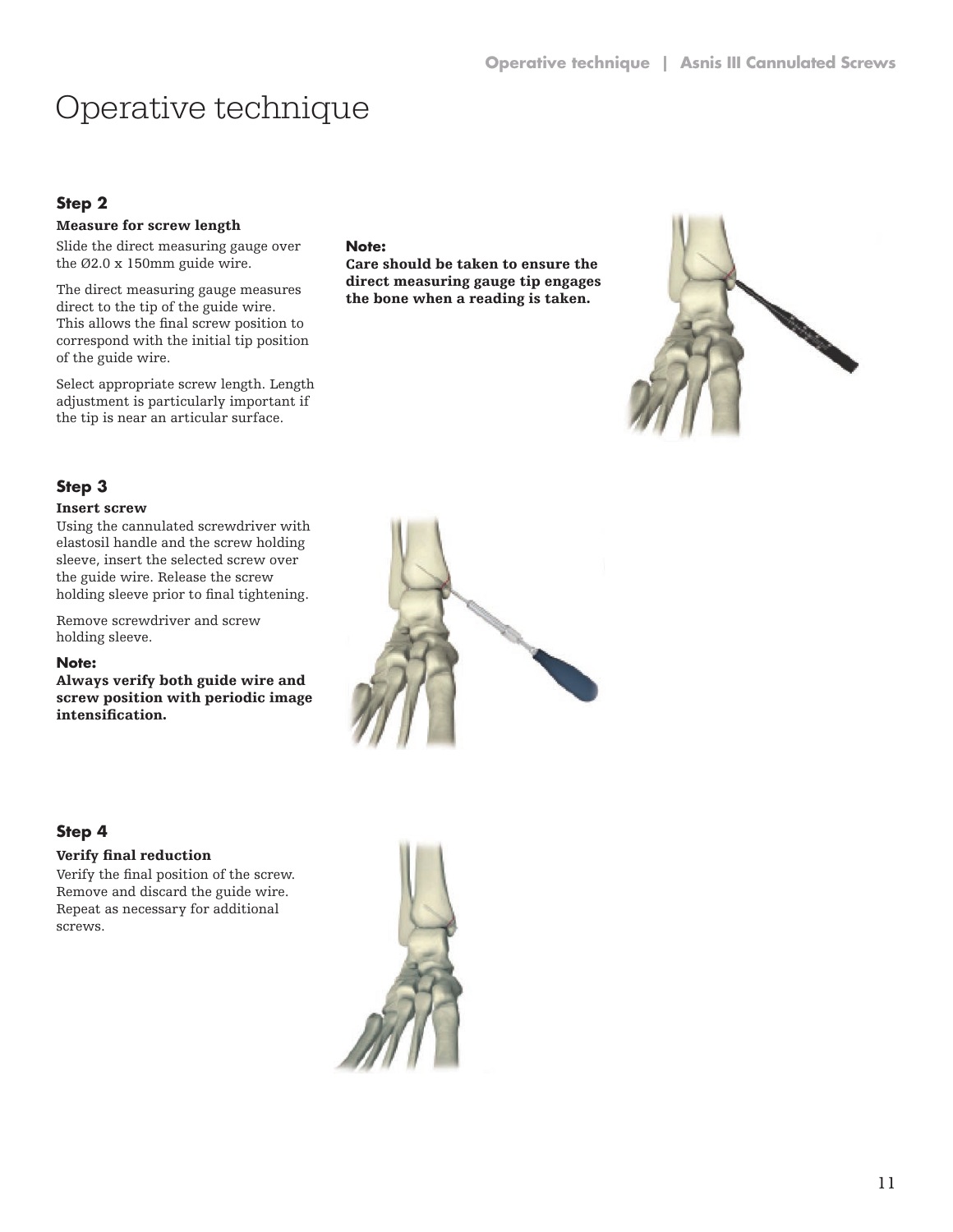# Operative technique

### Step 2

**Measure for screw length**

Slide the direct measuring gauge over the Ø2.0 x 150mm guide wire.

The direct measuring gauge measures direct to the tip of the guide wire. This allows the final screw position to correspond with the initial tip position of the guide wire.

Select appropriate screw length. Length adjustment is particularly important if the tip is near an articular surface.

**Note:**
**Care should be taken to ensure the direct measuring gauge tip engages the bone when a reading is taken.**

### Step 3

**Insert screw**

Using the cannulated screwdriver with elastosil handle and the screw holding sleeve, insert the selected screw over the guide wire. Release the screw holding sleeve prior to final tightening.

Remove screwdriver and screw holding sleeve.

**Note:**
**Always verify both guide wire and screw position with periodic image intensification.**

### Step 4

**Verify final reduction**

Verify the final position of the screw. Remove and discard the guide wire. Repeat as necessary for additional screws.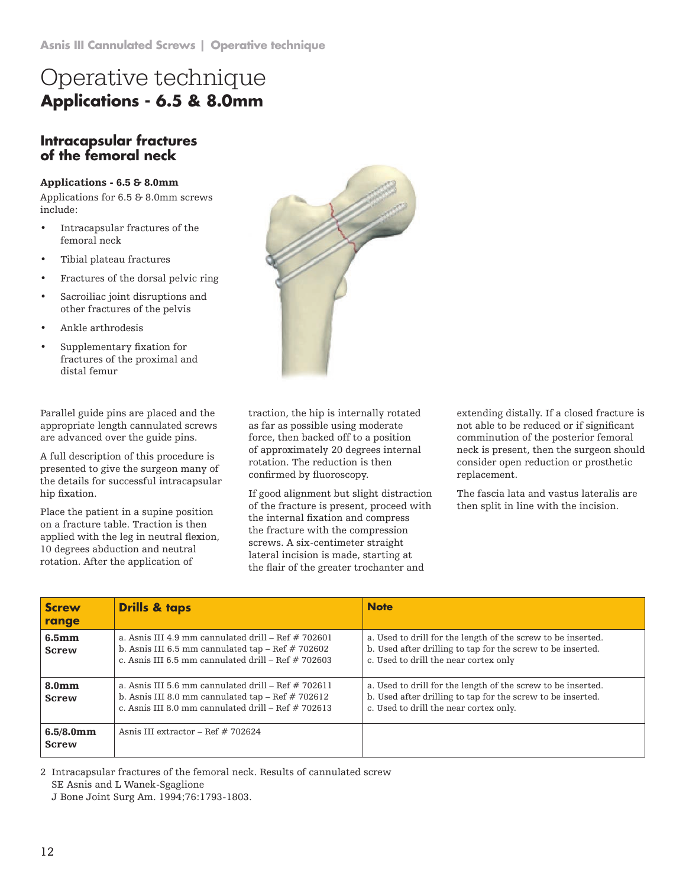# Operative technique
## Applications - 6.5 & 8.0mm

### Intracapsular fractures of the femoral neck

**Applications - 6.5 & 8.0mm**

Applications for 6.5 & 8.0mm screws include:

- Intracapsular fractures of the femoral neck
- Tibial plateau fractures
- Fractures of the dorsal pelvic ring
- Sacroiliac joint disruptions and other fractures of the pelvis
- Ankle arthrodesis
- Supplementary fixation for fractures of the proximal and distal femur

Parallel guide pins are placed and the appropriate length cannulated screws are advanced over the guide pins.

A full description of this procedure is presented to give the surgeon many of the details for successful intracapsular hip fixation.

Place the patient in a supine position on a fracture table. Traction is then applied with the leg in neutral flexion, 10 degrees abduction and neutral rotation. After the application of traction, the hip is internally rotated as far as possible using moderate force, then backed off to a position of approximately 20 degrees internal rotation. The reduction is then confirmed by fluoroscopy.

If good alignment but slight distraction of the fracture is present, proceed with the internal fixation and compress the fracture with the compression screws. A six-centimeter straight lateral incision is made, starting at the flair of the greater trochanter and extending distally. If a closed fracture is not able to be reduced or if significant comminution of the posterior femoral neck is present, then the surgeon should consider open reduction or prosthetic replacement.

The fascia lata and vastus lateralis are then split in line with the incision.

| Screw range | Drills & taps | Note |
|---|---|---|
| **6.5mm Screw** | a. Asnis III 4.9 mm cannulated drill – Ref # 702601<br>b. Asnis III 6.5 mm cannulated tap – Ref # 702602<br>c. Asnis III 6.5 mm cannulated drill – Ref # 702603 | a. Used to drill for the length of the screw to be inserted.<br>b. Used after drilling to tap for the screw to be inserted.<br>c. Used to drill the near cortex only |
| **8.0mm Screw** | a. Asnis III 5.6 mm cannulated drill – Ref # 702611<br>b. Asnis III 8.0 mm cannulated tap – Ref # 702612<br>c. Asnis III 8.0 mm cannulated drill – Ref # 702613 | a. Used to drill for the length of the screw to be inserted.<br>b. Used after drilling to tap for the screw to be inserted.<br>c. Used to drill the near cortex only. |
| **6.5/8.0mm Screw** | Asnis III extractor – Ref # 702624 | |

2 Intracapsular fractures of the femoral neck. Results of cannulated screw
SE Asnis and L Wanek-Sgaglione
J Bone Joint Surg Am. 1994;76:1793-1803.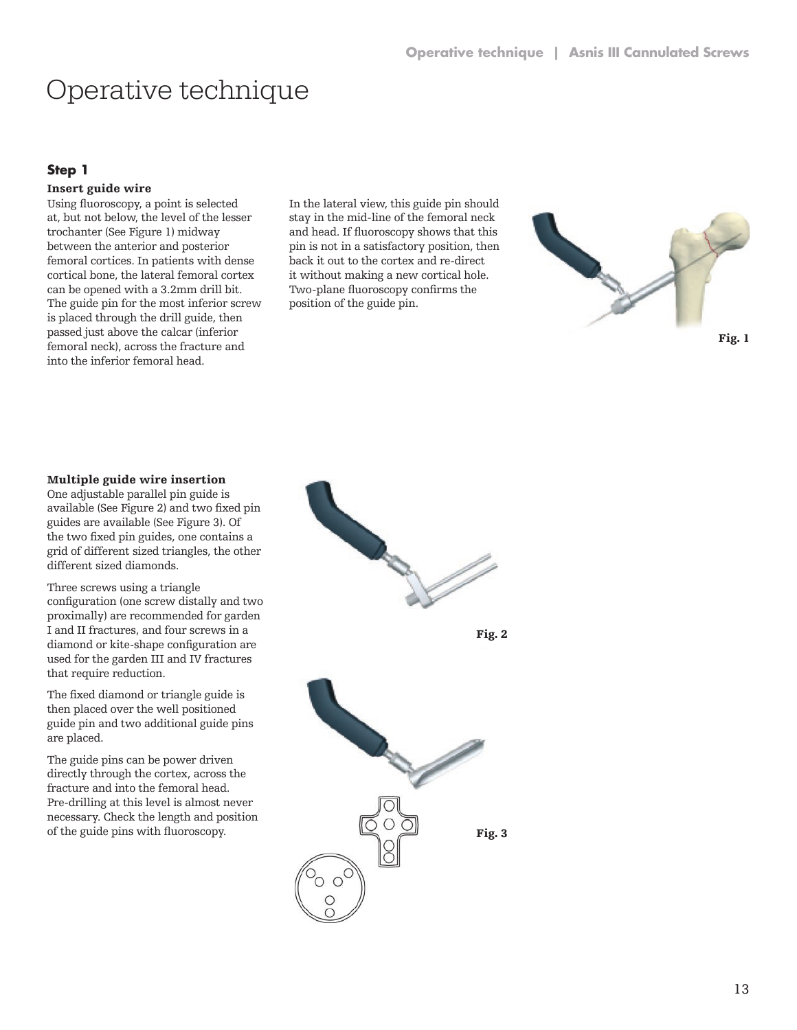# Operative technique

## Step 1

### Insert guide wire

Using fluoroscopy, a point is selected at, but not below, the level of the lesser trochanter (See Figure 1) midway between the anterior and posterior femoral cortices. In patients with dense cortical bone, the lateral femoral cortex can be opened with a 3.2mm drill bit. The guide pin for the most inferior screw is placed through the drill guide, then passed just above the calcar (inferior femoral neck), across the fracture and into the inferior femoral head.

In the lateral view, this guide pin should stay in the mid-line of the femoral neck and head. If fluoroscopy shows that this pin is not in a satisfactory position, then back it out to the cortex and re-direct it without making a new cortical hole. Two-plane fluoroscopy confirms the position of the guide pin.

Fig. 1

### Multiple guide wire insertion

One adjustable parallel pin guide is available (See Figure 2) and two fixed pin guides are available (See Figure 3). Of the two fixed pin guides, one contains a grid of different sized triangles, the other different sized diamonds.

Three screws using a triangle configuration (one screw distally and two proximally) are recommended for garden I and II fractures, and four screws in a diamond or kite-shape configuration are used for the garden III and IV fractures that require reduction.

The fixed diamond or triangle guide is then placed over the well positioned guide pin and two additional guide pins are placed.

The guide pins can be power driven directly through the cortex, across the fracture and into the femoral head. Pre-drilling at this level is almost never necessary. Check the length and position of the guide pins with fluoroscopy.

Fig. 2

Fig. 3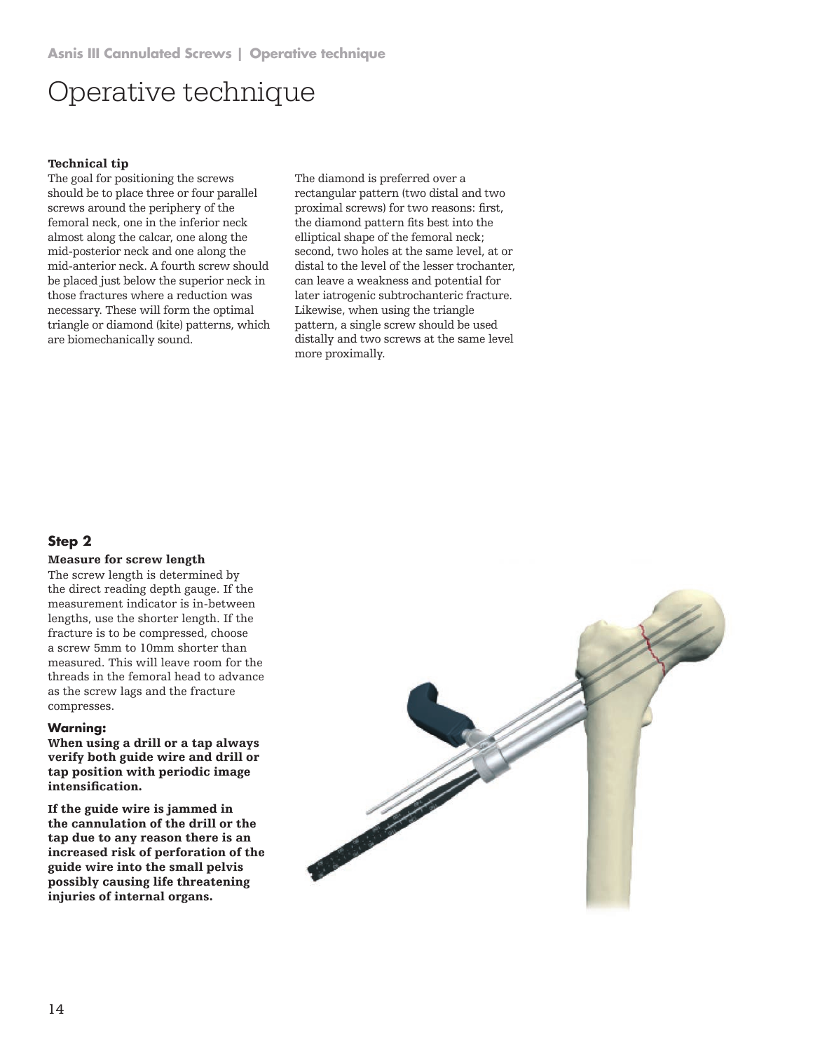# Operative technique

**Technical tip**

The goal for positioning the screws should be to place three or four parallel screws around the periphery of the femoral neck, one in the inferior neck almost along the calcar, one along the mid-posterior neck and one along the mid-anterior neck. A fourth screw should be placed just below the superior neck in those fractures where a reduction was necessary. These will form the optimal triangle or diamond (kite) patterns, which are biomechanically sound.

The diamond is preferred over a rectangular pattern (two distal and two proximal screws) for two reasons: first, the diamond pattern fits best into the elliptical shape of the femoral neck; second, two holes at the same level, at or distal to the level of the lesser trochanter, can leave a weakness and potential for later iatrogenic subtrochanteric fracture. Likewise, when using the triangle pattern, a single screw should be used distally and two screws at the same level more proximally.

## Step 2

**Measure for screw length**

The screw length is determined by the direct reading depth gauge. If the measurement indicator is in-between lengths, use the shorter length. If the fracture is to be compressed, choose a screw 5mm to 10mm shorter than measured. This will leave room for the threads in the femoral head to advance as the screw lags and the fracture compresses.

**Warning:**

**When using a drill or a tap always verify both guide wire and drill or tap position with periodic image intensification.**

**If the guide wire is jammed in the cannulation of the drill or the tap due to any reason there is an increased risk of perforation of the guide wire into the small pelvis possibly causing life threatening injuries of internal organs.**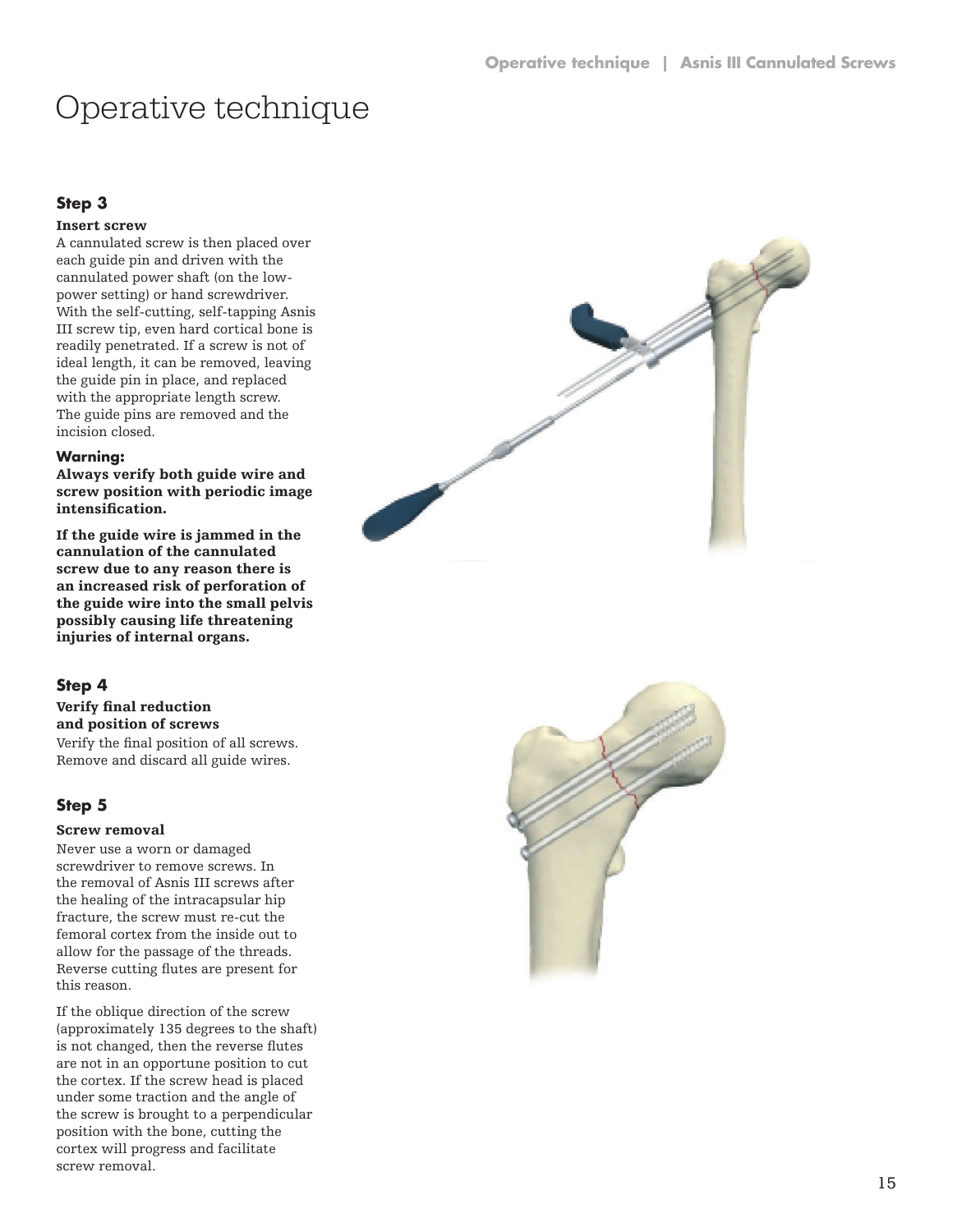# Operative technique

### Step 3

**Insert screw**

A cannulated screw is then placed over each guide pin and driven with the cannulated power shaft (on the low-power setting) or hand screwdriver. With the self-cutting, self-tapping Asnis III screw tip, even hard cortical bone is readily penetrated. If a screw is not of ideal length, it can be removed, leaving the guide pin in place, and replaced with the appropriate length screw. The guide pins are removed and the incision closed.

**Warning:**

**Always verify both guide wire and screw position with periodic image intensification.**

**If the guide wire is jammed in the cannulation of the cannulated screw due to any reason there is an increased risk of perforation of the guide wire into the small pelvis possibly causing life threatening injuries of internal organs.**

### Step 4

**Verify final reduction and position of screws**

Verify the final position of all screws. Remove and discard all guide wires.

### Step 5

**Screw removal**

Never use a worn or damaged screwdriver to remove screws. In the removal of Asnis III screws after the healing of the intracapsular hip fracture, the screw must re-cut the femoral cortex from the inside out to allow for the passage of the threads. Reverse cutting flutes are present for this reason.

If the oblique direction of the screw (approximately 135 degrees to the shaft) is not changed, then the reverse flutes are not in an opportune position to cut the cortex. If the screw head is placed under some traction and the angle of the screw is brought to a perpendicular position with the bone, cutting the cortex will progress and facilitate screw removal.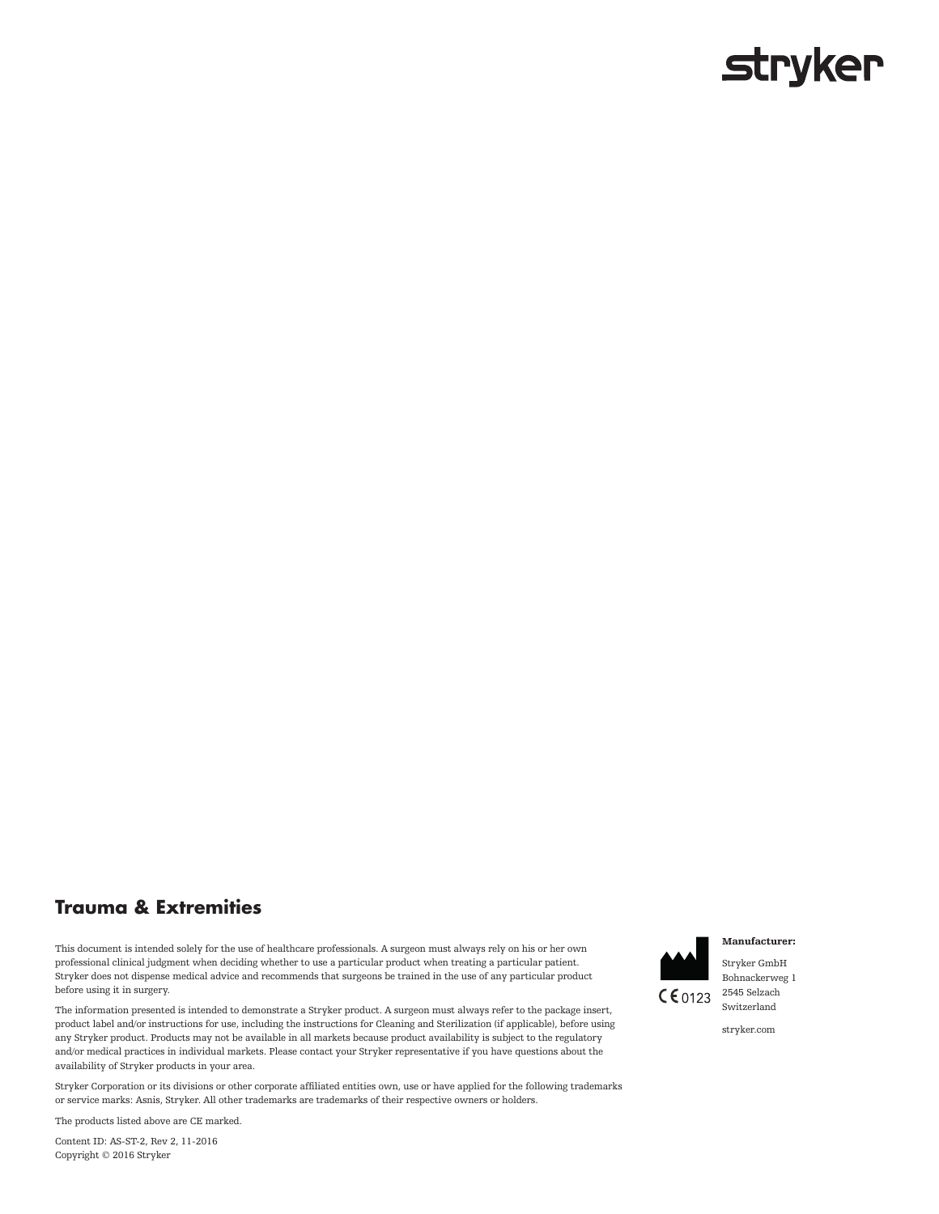stryker

## Trauma & Extremities

This document is intended solely for the use of healthcare professionals. A surgeon must always rely on his or her own professional clinical judgment when deciding whether to use a particular product when treating a particular patient. Stryker does not dispense medical advice and recommends that surgeons be trained in the use of any particular product before using it in surgery.

The information presented is intended to demonstrate a Stryker product. A surgeon must always refer to the package insert, product label and/or instructions for use, including the instructions for Cleaning and Sterilization (if applicable), before using any Stryker product. Products may not be available in all markets because product availability is subject to the regulatory and/or medical practices in individual markets. Please contact your Stryker representative if you have questions about the availability of Stryker products in your area.

Stryker Corporation or its divisions or other corporate affiliated entities own, use or have applied for the following trademarks or service marks: Asnis, Stryker. All other trademarks are trademarks of their respective owners or holders.

The products listed above are CE marked.

Content ID: AS-ST-2, Rev 2, 11-2016
Copyright © 2016 Stryker

CE 0123

**Manufacturer:**

Stryker GmbH
Bohnackerweg 1
2545 Selzach
Switzerland

stryker.com